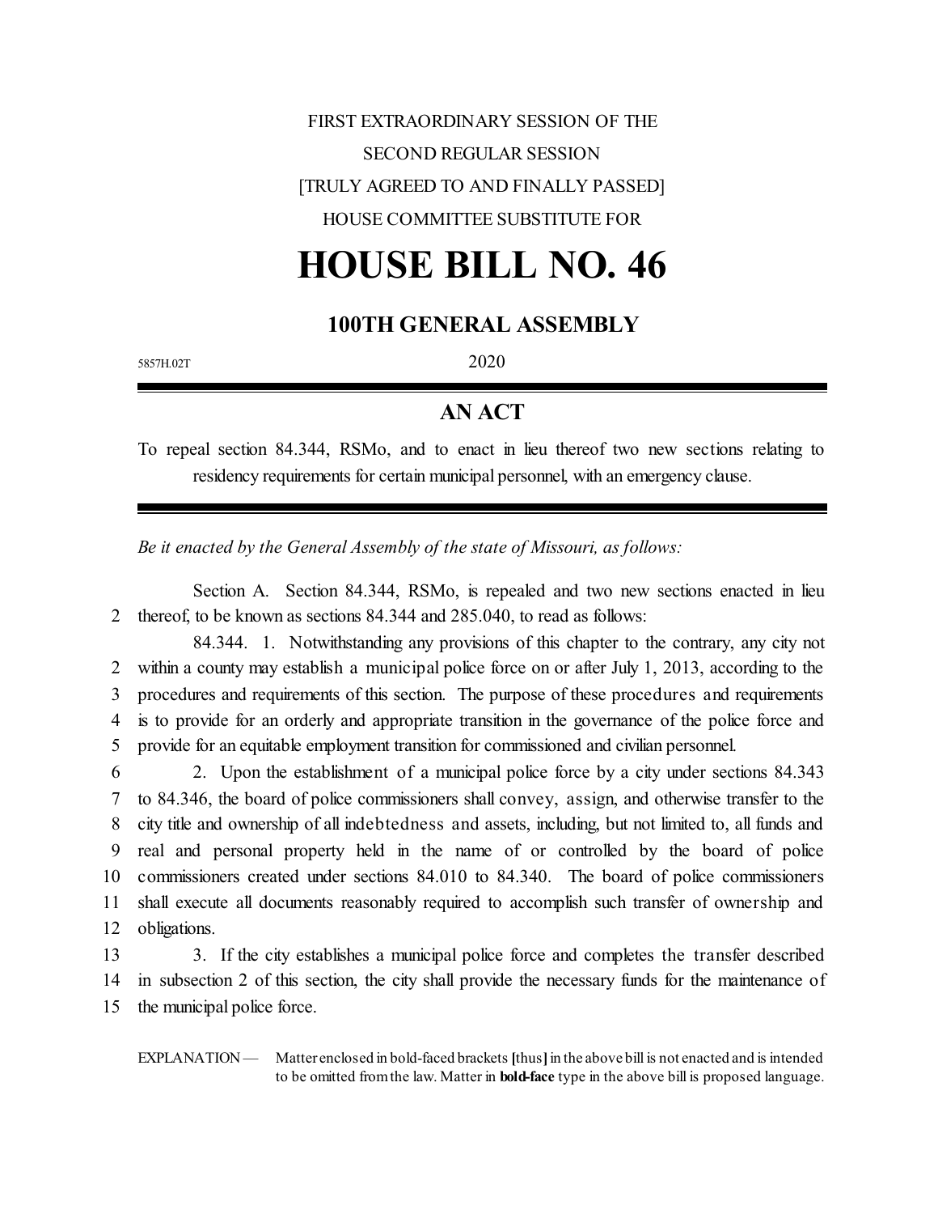FIRST EXTRAORDINARY SESSION OF THE

SECOND REGULAR SESSION

[TRULY AGREED TO AND FINALLY PASSED]

HOUSE COMMITTEE SUBSTITUTE FOR

# HOUSE BILL NO. 46

## 100TH GENERAL ASSEMBLY

5857H.02T

2020

## AN ACT

To repeal section 84.344, RSMo, and to enact in lieu thereof two new sections relating to residency requirements for certain municipal personnel, with an emergency clause.

*Be it enacted by the General Assembly of the state of Missouri, as follows:*

Section A. Section 84.344, RSMo, is repealed and two new sections enacted in lieu
2 thereof, to be known as sections 84.344 and 285.040, to read as follows:

84.344. 1. Notwithstanding any provisions of this chapter to the contrary, any city not
2 within a county may establish a municipal police force on or after July 1, 2013, according to the
3 procedures and requirements of this section. The purpose of these procedures and requirements
4 is to provide for an orderly and appropriate transition in the governance of the police force and
5 provide for an equitable employment transition for commissioned and civilian personnel.

6 2. Upon the establishment of a municipal police force by a city under sections 84.343
7 to 84.346, the board of police commissioners shall convey, assign, and otherwise transfer to the
8 city title and ownership of all indebtedness and assets, including, but not limited to, all funds and
9 real and personal property held in the name of or controlled by the board of police
10 commissioners created under sections 84.010 to 84.340. The board of police commissioners
11 shall execute all documents reasonably required to accomplish such transfer of ownership and
12 obligations.

13 3. If the city establishes a municipal police force and completes the transfer described
14 in subsection 2 of this section, the city shall provide the necessary funds for the maintenance of
15 the municipal police force.

EXPLANATION — Matter enclosed in bold-faced brackets **[**thus**]** in the above bill is not enacted and is intended to be omitted from the law. Matter in **bold-face** type in the above bill is proposed language.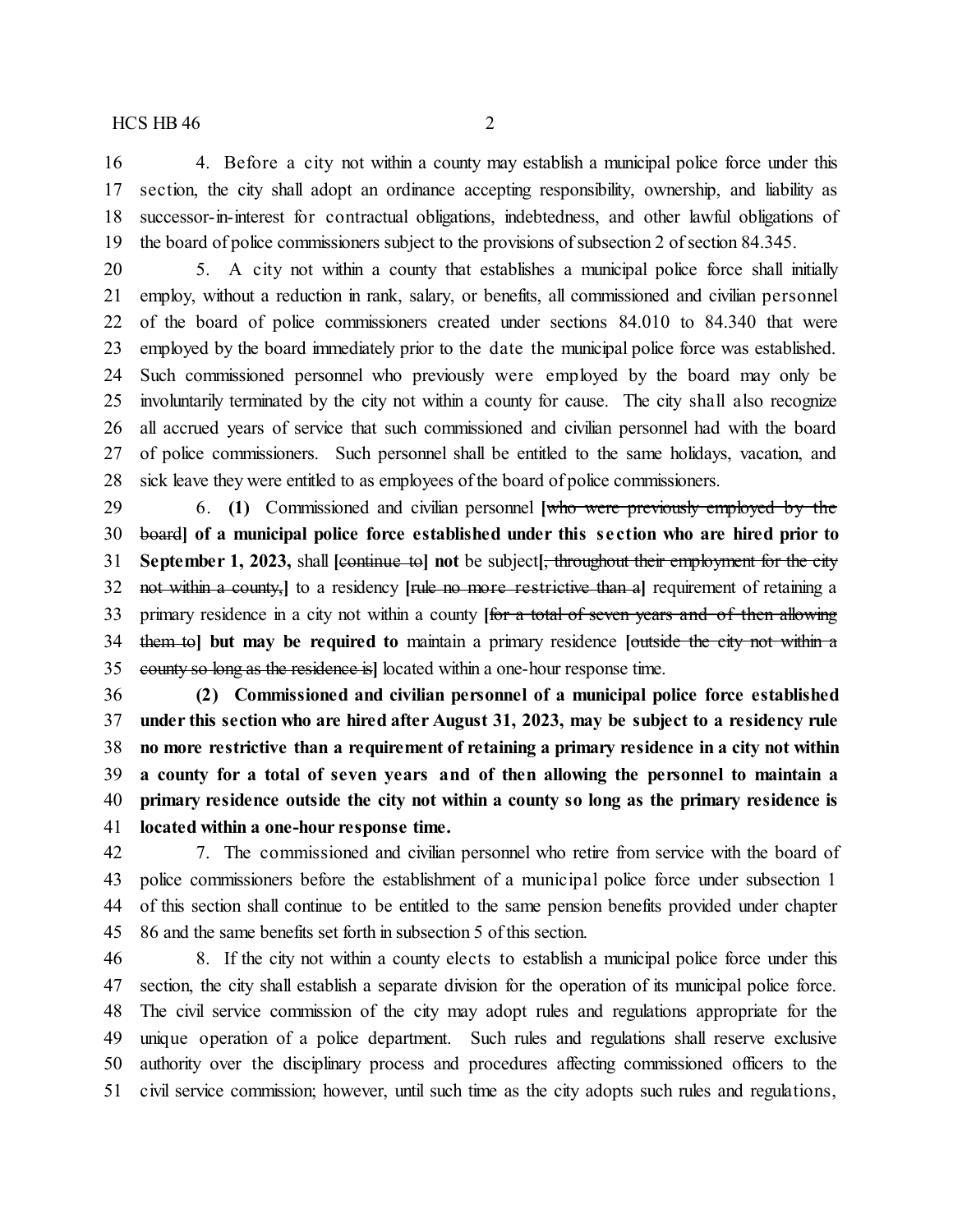4. Before a city not within a county may establish a municipal police force under this section, the city shall adopt an ordinance accepting responsibility, ownership, and liability as successor-in-interest for contractual obligations, indebtedness, and other lawful obligations of the board of police commissioners subject to the provisions of subsection 2 of section 84.345.

5. A city not within a county that establishes a municipal police force shall initially employ, without a reduction in rank, salary, or benefits, all commissioned and civilian personnel of the board of police commissioners created under sections 84.010 to 84.340 that were employed by the board immediately prior to the date the municipal police force was established. Such commissioned personnel who previously were employed by the board may only be involuntarily terminated by the city not within a county for cause. The city shall also recognize all accrued years of service that such commissioned and civilian personnel had with the board of police commissioners. Such personnel shall be entitled to the same holidays, vacation, and sick leave they were entitled to as employees of the board of police commissioners.

6. **(1)** Commissioned and civilian personnel **[**~~who were previously employed by the board~~**] of a municipal police force established under this section who are hired prior to September 1, 2023,** shall **[**~~continue to~~**] not** be subject**[**~~, throughout their employment for the city not within a county,~~**]** to a residency **[**~~rule no more restrictive than a~~**]** requirement of retaining a primary residence in a city not within a county **[**~~for a total of seven years and of then allowing them to~~**] but may be required to** maintain a primary residence **[**~~outside the city not within a county so long as the residence is~~**]** located within a one-hour response time.

**(2) Commissioned and civilian personnel of a municipal police force established under this section who are hired after August 31, 2023, may be subject to a residency rule no more restrictive than a requirement of retaining a primary residence in a city not within a county for a total of seven years and of then allowing the personnel to maintain a primary residence outside the city not within a county so long as the primary residence is located within a one-hour response time.**

7. The commissioned and civilian personnel who retire from service with the board of police commissioners before the establishment of a municipal police force under subsection 1 of this section shall continue to be entitled to the same pension benefits provided under chapter 86 and the same benefits set forth in subsection 5 of this section.

8. If the city not within a county elects to establish a municipal police force under this section, the city shall establish a separate division for the operation of its municipal police force. The civil service commission of the city may adopt rules and regulations appropriate for the unique operation of a police department. Such rules and regulations shall reserve exclusive authority over the disciplinary process and procedures affecting commissioned officers to the civil service commission; however, until such time as the city adopts such rules and regulations,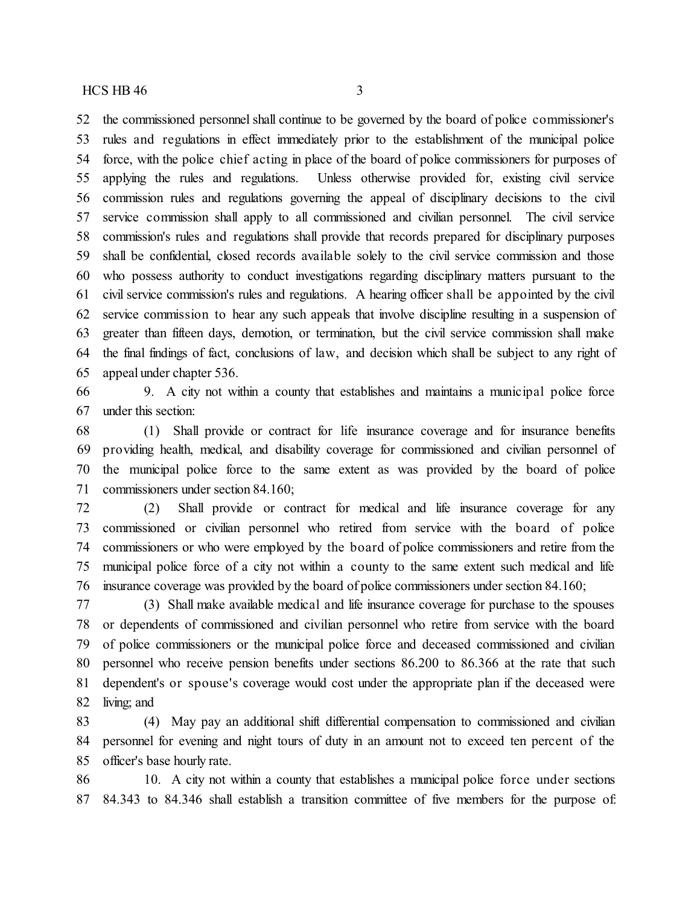the commissioned personnel shall continue to be governed by the board of police commissioner's rules and regulations in effect immediately prior to the establishment of the municipal police force, with the police chief acting in place of the board of police commissioners for purposes of applying the rules and regulations. Unless otherwise provided for, existing civil service commission rules and regulations governing the appeal of disciplinary decisions to the civil service commission shall apply to all commissioned and civilian personnel. The civil service commission's rules and regulations shall provide that records prepared for disciplinary purposes shall be confidential, closed records available solely to the civil service commission and those who possess authority to conduct investigations regarding disciplinary matters pursuant to the civil service commission's rules and regulations. A hearing officer shall be appointed by the civil service commission to hear any such appeals that involve discipline resulting in a suspension of greater than fifteen days, demotion, or termination, but the civil service commission shall make the final findings of fact, conclusions of law, and decision which shall be subject to any right of appeal under chapter 536.

9. A city not within a county that establishes and maintains a municipal police force under this section:

(1) Shall provide or contract for life insurance coverage and for insurance benefits providing health, medical, and disability coverage for commissioned and civilian personnel of the municipal police force to the same extent as was provided by the board of police commissioners under section 84.160;

(2) Shall provide or contract for medical and life insurance coverage for any commissioned or civilian personnel who retired from service with the board of police commissioners or who were employed by the board of police commissioners and retire from the municipal police force of a city not within a county to the same extent such medical and life insurance coverage was provided by the board of police commissioners under section 84.160;

(3) Shall make available medical and life insurance coverage for purchase to the spouses or dependents of commissioned and civilian personnel who retire from service with the board of police commissioners or the municipal police force and deceased commissioned and civilian personnel who receive pension benefits under sections 86.200 to 86.366 at the rate that such dependent's or spouse's coverage would cost under the appropriate plan if the deceased were living; and

(4) May pay an additional shift differential compensation to commissioned and civilian personnel for evening and night tours of duty in an amount not to exceed ten percent of the officer's base hourly rate.

10. A city not within a county that establishes a municipal police force under sections 84.343 to 84.346 shall establish a transition committee of five members for the purpose of: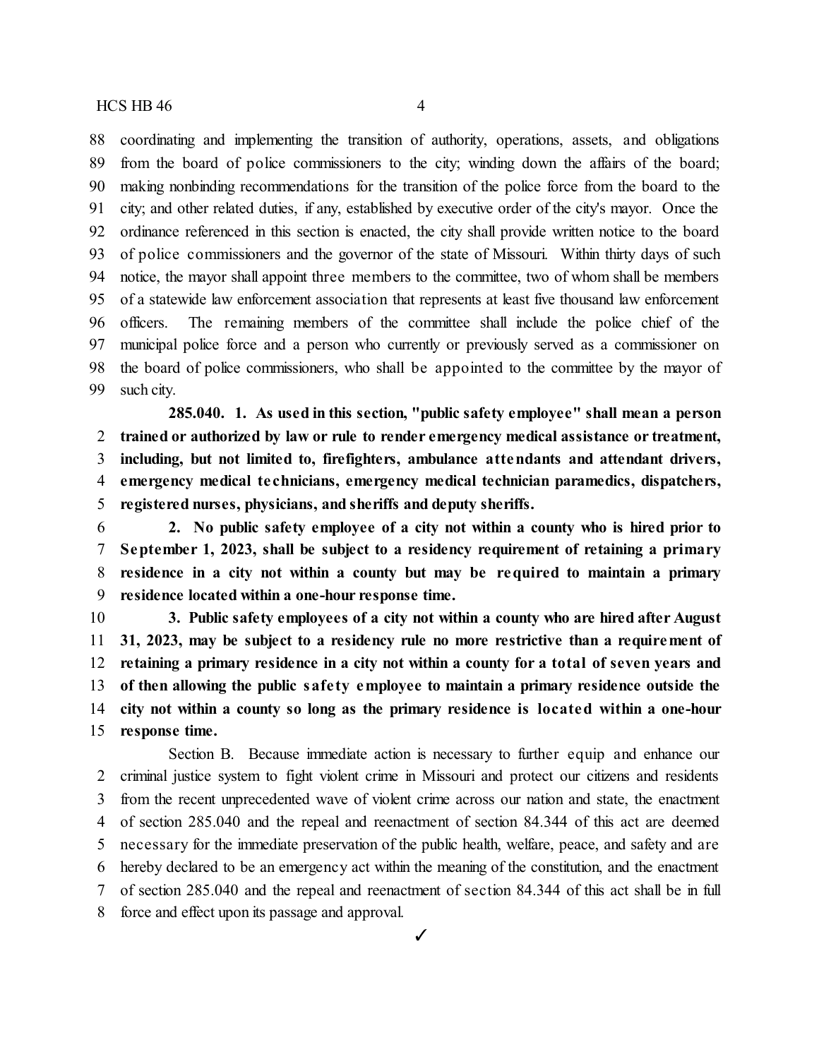coordinating and implementing the transition of authority, operations, assets, and obligations from the board of police commissioners to the city; winding down the affairs of the board; making nonbinding recommendations for the transition of the police force from the board to the city; and other related duties, if any, established by executive order of the city's mayor. Once the ordinance referenced in this section is enacted, the city shall provide written notice to the board of police commissioners and the governor of the state of Missouri. Within thirty days of such notice, the mayor shall appoint three members to the committee, two of whom shall be members of a statewide law enforcement association that represents at least five thousand law enforcement officers. The remaining members of the committee shall include the police chief of the municipal police force and a person who currently or previously served as a commissioner on the board of police commissioners, who shall be appointed to the committee by the mayor of such city.

**285.040. 1. As used in this section, "public safety employee" shall mean a person trained or authorized by law or rule to render emergency medical assistance or treatment, including, but not limited to, firefighters, ambulance attendants and attendant drivers, emergency medical technicians, emergency medical technician paramedics, dispatchers, registered nurses, physicians, and sheriffs and deputy sheriffs.**

**2. No public safety employee of a city not within a county who is hired prior to September 1, 2023, shall be subject to a residency requirement of retaining a primary residence in a city not within a county but may be required to maintain a primary residence located within a one-hour response time.**

**3. Public safety employees of a city not within a county who are hired after August 31, 2023, may be subject to a residency rule no more restrictive than a requirement of retaining a primary residence in a city not within a county for a total of seven years and of then allowing the public safety employee to maintain a primary residence outside the city not within a county so long as the primary residence is located within a one-hour response time.**

Section B. Because immediate action is necessary to further equip and enhance our criminal justice system to fight violent crime in Missouri and protect our citizens and residents from the recent unprecedented wave of violent crime across our nation and state, the enactment of section 285.040 and the repeal and reenactment of section 84.344 of this act are deemed necessary for the immediate preservation of the public health, welfare, peace, and safety and are hereby declared to be an emergency act within the meaning of the constitution, and the enactment of section 285.040 and the repeal and reenactment of section 84.344 of this act shall be in full force and effect upon its passage and approval.

✓